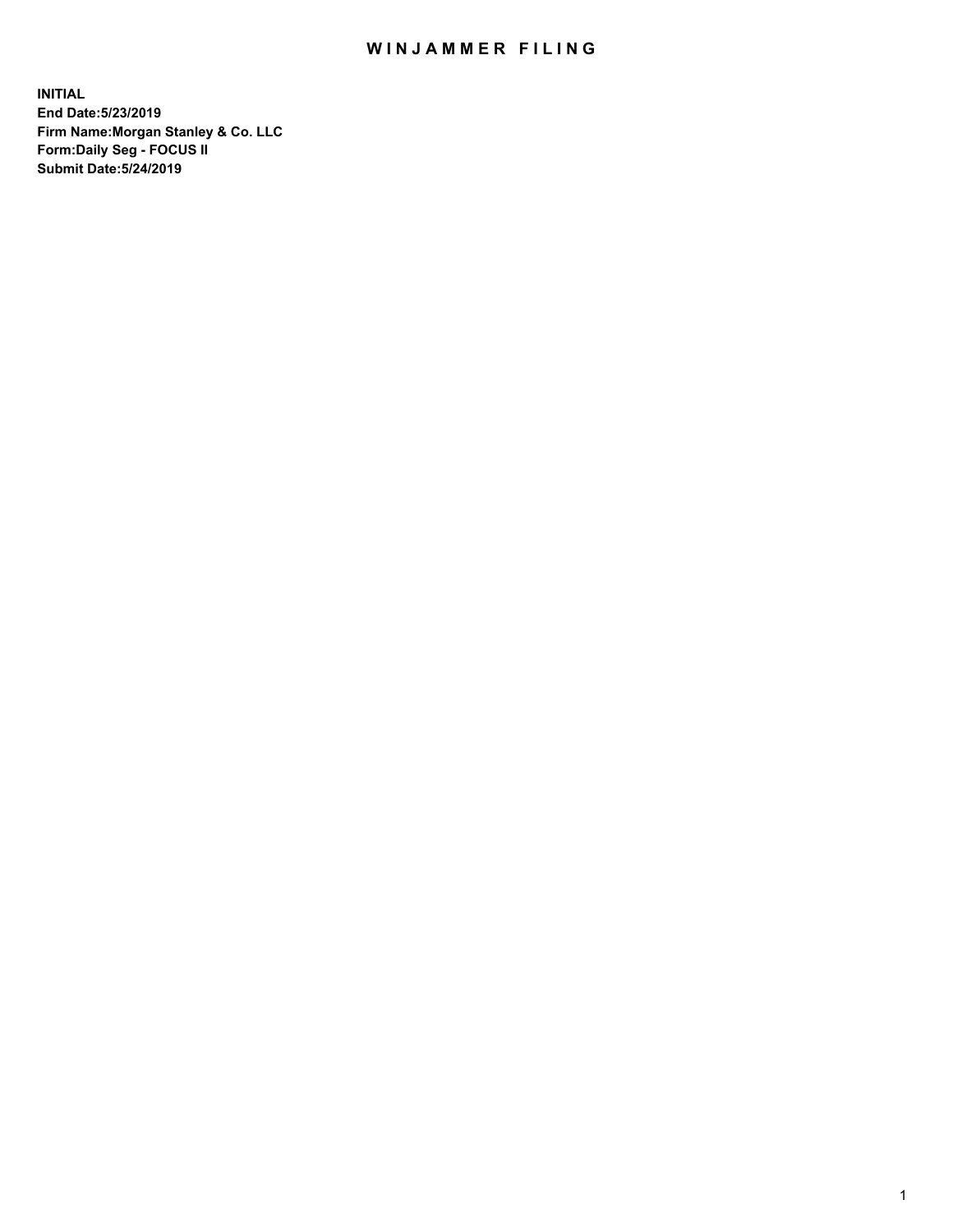# WINJAMMER FILING

**INITIAL**
**End Date:5/23/2019**
**Firm Name:Morgan Stanley & Co. LLC**
**Form:Daily Seg - FOCUS II**
**Submit Date:5/24/2019**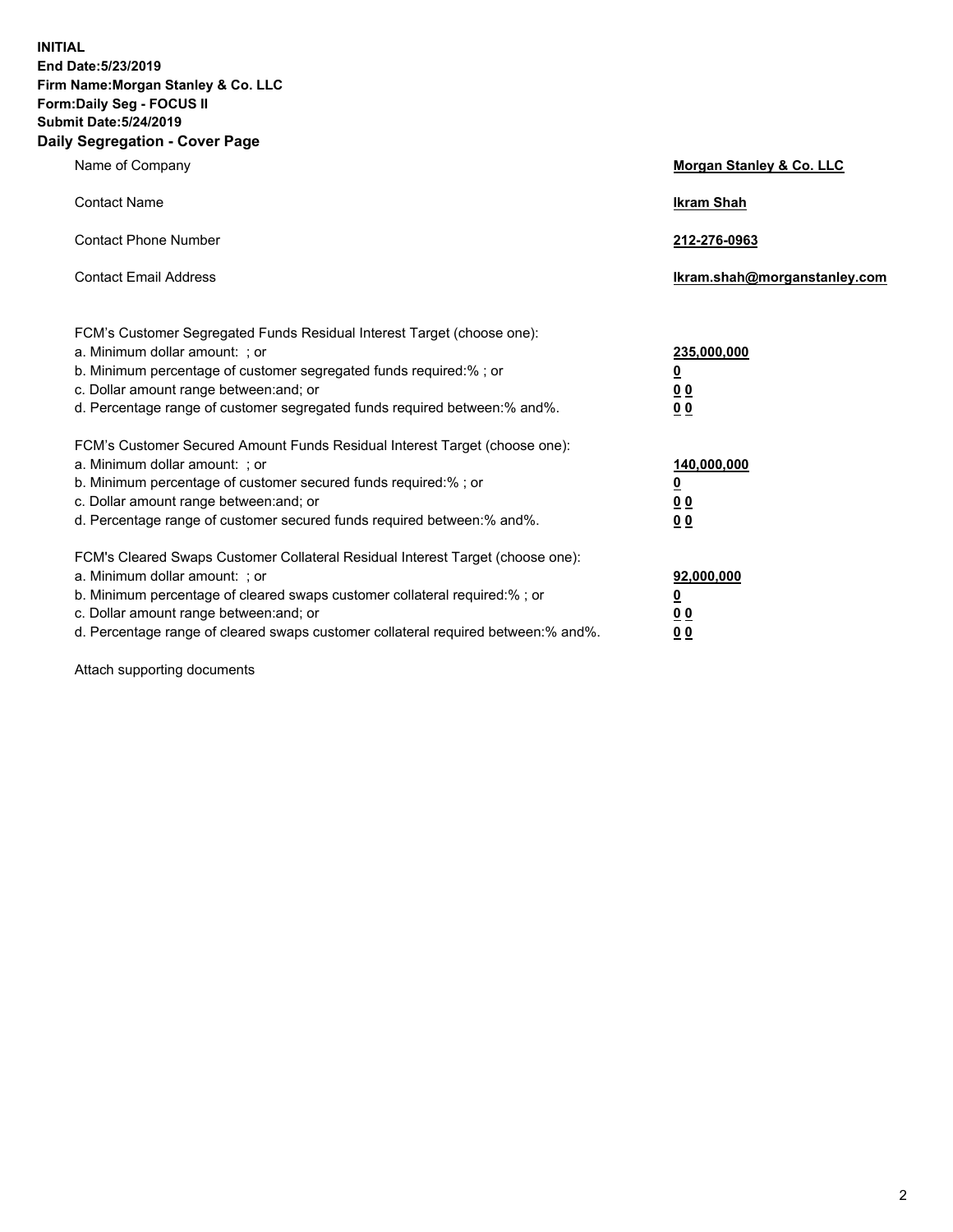**INITIAL**
**End Date:5/23/2019**
**Firm Name:Morgan Stanley & Co. LLC**
**Form:Daily Seg - FOCUS II**
**Submit Date:5/24/2019**
**Daily Segregation - Cover Page**

| | |
|---|---|
| Name of Company | **Morgan Stanley & Co. LLC** |
| Contact Name | **Ikram Shah** |
| Contact Phone Number | **212-276-0963** |
| Contact Email Address | **Ikram.shah@morganstanley.com** |

| | |
|---|---|
| FCM's Customer Segregated Funds Residual Interest Target (choose one): | |
| a. Minimum dollar amount: ; or | **235,000,000** |
| b. Minimum percentage of customer segregated funds required:% ; or | **0** |
| c. Dollar amount range between:and; or | **0 0** |
| d. Percentage range of customer segregated funds required between:% and%. | **0 0** |
| FCM's Customer Secured Amount Funds Residual Interest Target (choose one): | |
| a. Minimum dollar amount: ; or | **140,000,000** |
| b. Minimum percentage of customer secured funds required:% ; or | **0** |
| c. Dollar amount range between:and; or | **0 0** |
| d. Percentage range of customer secured funds required between:% and%. | **0 0** |
| FCM's Cleared Swaps Customer Collateral Residual Interest Target (choose one): | |
| a. Minimum dollar amount: ; or | **92,000,000** |
| b. Minimum percentage of cleared swaps customer collateral required:% ; or | **0** |
| c. Dollar amount range between:and; or | **0 0** |
| d. Percentage range of cleared swaps customer collateral required between:% and%. | **0 0** |

Attach supporting documents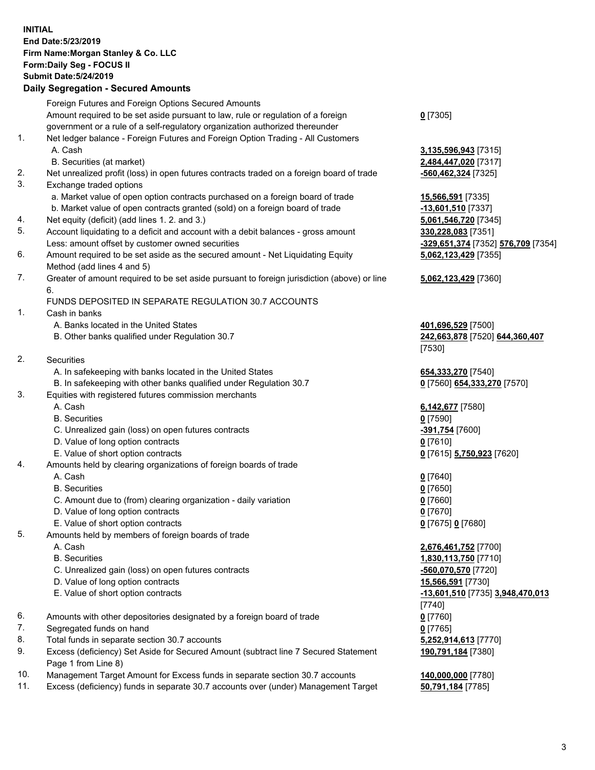**INITIAL**
**End Date:5/23/2019**
**Firm Name:Morgan Stanley & Co. LLC**
**Form:Daily Seg - FOCUS II**
**Submit Date:5/24/2019**

**Daily Segregation - Secured Amounts**

| | | |
|---|---|---|
| | Foreign Futures and Foreign Options Secured Amounts | |
| | Amount required to be set aside pursuant to law, rule or regulation of a foreign government or a rule of a self-regulatory organization authorized thereunder | **0** [7305] |
| 1. | Net ledger balance - Foreign Futures and Foreign Option Trading - All Customers | |
| | A. Cash | **3,135,596,943** [7315] |
| | B. Securities (at market) | **2,484,447,020** [7317] |
| 2. | Net unrealized profit (loss) in open futures contracts traded on a foreign board of trade | **-560,462,324** [7325] |
| 3. | Exchange traded options | |
| | a. Market value of open option contracts purchased on a foreign board of trade | **15,566,591** [7335] |
| | b. Market value of open contracts granted (sold) on a foreign board of trade | **-13,601,510** [7337] |
| 4. | Net equity (deficit) (add lines 1. 2. and 3.) | **5,061,546,720** [7345] |
| 5. | Account liquidating to a deficit and account with a debit balances - gross amount | **330,228,083** [7351] |
| | Less: amount offset by customer owned securities | **-329,651,374** [7352] **576,709** [7354] |
| 6. | Amount required to be set aside as the secured amount - Net Liquidating Equity Method (add lines 4 and 5) | **5,062,123,429** [7355] |
| 7. | Greater of amount required to be set aside pursuant to foreign jurisdiction (above) or line 6. | **5,062,123,429** [7360] |
| | FUNDS DEPOSITED IN SEPARATE REGULATION 30.7 ACCOUNTS | |
| 1. | Cash in banks | |
| | A. Banks located in the United States | **401,696,529** [7500] |
| | B. Other banks qualified under Regulation 30.7 | **242,663,878** [7520] **644,360,407** [7530] |
| 2. | Securities | |
| | A. In safekeeping with banks located in the United States | **654,333,270** [7540] |
| | B. In safekeeping with other banks qualified under Regulation 30.7 | **0** [7560] **654,333,270** [7570] |
| 3. | Equities with registered futures commission merchants | |
| | A. Cash | **6,142,677** [7580] |
| | B. Securities | **0** [7590] |
| | C. Unrealized gain (loss) on open futures contracts | **-391,754** [7600] |
| | D. Value of long option contracts | **0** [7610] |
| | E. Value of short option contracts | **0** [7615] **5,750,923** [7620] |
| 4. | Amounts held by clearing organizations of foreign boards of trade | |
| | A. Cash | **0** [7640] |
| | B. Securities | **0** [7650] |
| | C. Amount due to (from) clearing organization - daily variation | **0** [7660] |
| | D. Value of long option contracts | **0** [7670] |
| | E. Value of short option contracts | **0** [7675] **0** [7680] |
| 5. | Amounts held by members of foreign boards of trade | |
| | A. Cash | **2,676,461,752** [7700] |
| | B. Securities | **1,830,113,750** [7710] |
| | C. Unrealized gain (loss) on open futures contracts | **-560,070,570** [7720] |
| | D. Value of long option contracts | **15,566,591** [7730] |
| | E. Value of short option contracts | **-13,601,510** [7735] **3,948,470,013** [7740] |
| 6. | Amounts with other depositories designated by a foreign board of trade | **0** [7760] |
| 7. | Segregated funds on hand | **0** [7765] |
| 8. | Total funds in separate section 30.7 accounts | **5,252,914,613** [7770] |
| 9. | Excess (deficiency) Set Aside for Secured Amount (subtract line 7 Secured Statement Page 1 from Line 8) | **190,791,184** [7380] |
| 10. | Management Target Amount for Excess funds in separate section 30.7 accounts | **140,000,000** [7780] |
| 11. | Excess (deficiency) funds in separate 30.7 accounts over (under) Management Target | **50,791,184** [7785] |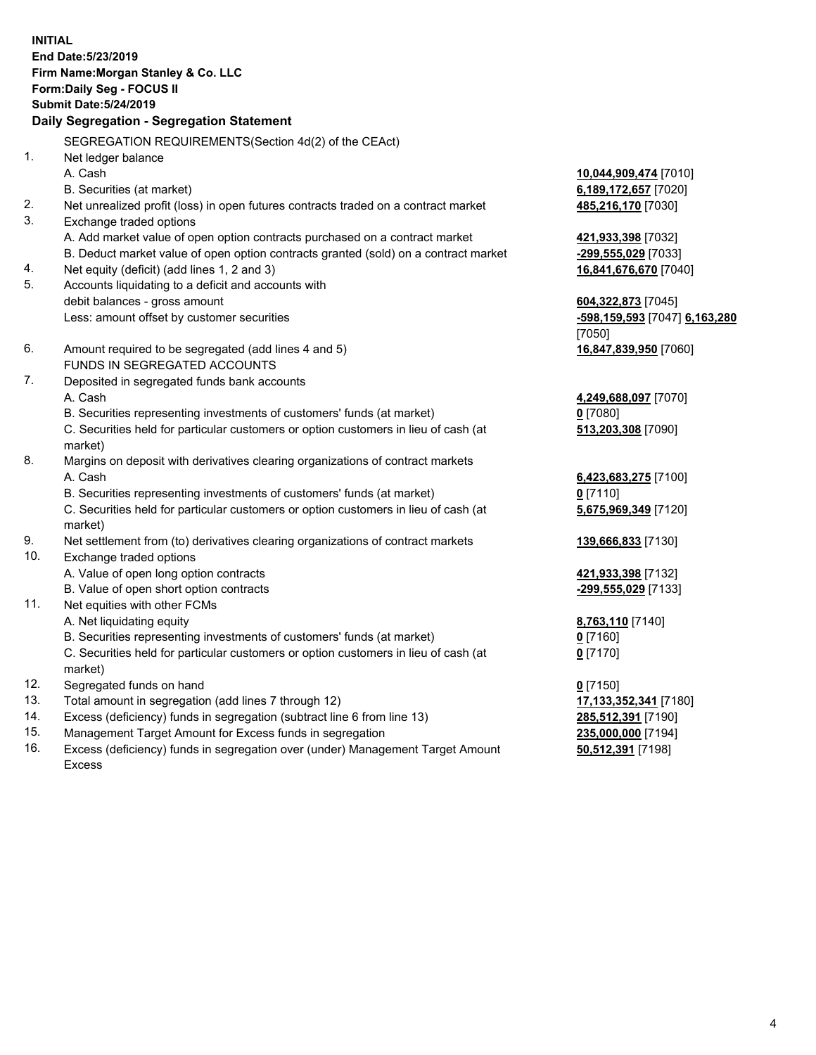**INITIAL**
**End Date:5/23/2019**
**Firm Name:Morgan Stanley & Co. LLC**
**Form:Daily Seg - FOCUS II**
**Submit Date:5/24/2019**

**Daily Segregation - Segregation Statement**

| | | |
|---|---|---|
| | SEGREGATION REQUIREMENTS(Section 4d(2) of the CEAct) | |
| 1. | Net ledger balance | |
| | A. Cash | **10,044,909,474** [7010] |
| | B. Securities (at market) | **6,189,172,657** [7020] |
| 2. | Net unrealized profit (loss) in open futures contracts traded on a contract market | **485,216,170** [7030] |
| 3. | Exchange traded options | |
| | A. Add market value of open option contracts purchased on a contract market | **421,933,398** [7032] |
| | B. Deduct market value of open option contracts granted (sold) on a contract market | **-299,555,029** [7033] |
| 4. | Net equity (deficit) (add lines 1, 2 and 3) | **16,841,676,670** [7040] |
| 5. | Accounts liquidating to a deficit and accounts with debit balances - gross amount | **604,322,873** [7045] |
| | Less: amount offset by customer securities | **-598,159,593** [7047] **6,163,280** [7050] |
| 6. | Amount required to be segregated (add lines 4 and 5) | **16,847,839,950** [7060] |
| | FUNDS IN SEGREGATED ACCOUNTS | |
| 7. | Deposited in segregated funds bank accounts | |
| | A. Cash | **4,249,688,097** [7070] |
| | B. Securities representing investments of customers' funds (at market) | **0** [7080] |
| | C. Securities held for particular customers or option customers in lieu of cash (at market) | **513,203,308** [7090] |
| 8. | Margins on deposit with derivatives clearing organizations of contract markets | |
| | A. Cash | **6,423,683,275** [7100] |
| | B. Securities representing investments of customers' funds (at market) | **0** [7110] |
| | C. Securities held for particular customers or option customers in lieu of cash (at market) | **5,675,969,349** [7120] |
| 9. | Net settlement from (to) derivatives clearing organizations of contract markets | **139,666,833** [7130] |
| 10. | Exchange traded options | |
| | A. Value of open long option contracts | **421,933,398** [7132] |
| | B. Value of open short option contracts | **-299,555,029** [7133] |
| 11. | Net equities with other FCMs | |
| | A. Net liquidating equity | **8,763,110** [7140] |
| | B. Securities representing investments of customers' funds (at market) | **0** [7160] |
| | C. Securities held for particular customers or option customers in lieu of cash (at market) | **0** [7170] |
| 12. | Segregated funds on hand | **0** [7150] |
| 13. | Total amount in segregation (add lines 7 through 12) | **17,133,352,341** [7180] |
| 14. | Excess (deficiency) funds in segregation (subtract line 6 from line 13) | **285,512,391** [7190] |
| 15. | Management Target Amount for Excess funds in segregation | **235,000,000** [7194] |
| 16. | Excess (deficiency) funds in segregation over (under) Management Target Amount Excess | **50,512,391** [7198] |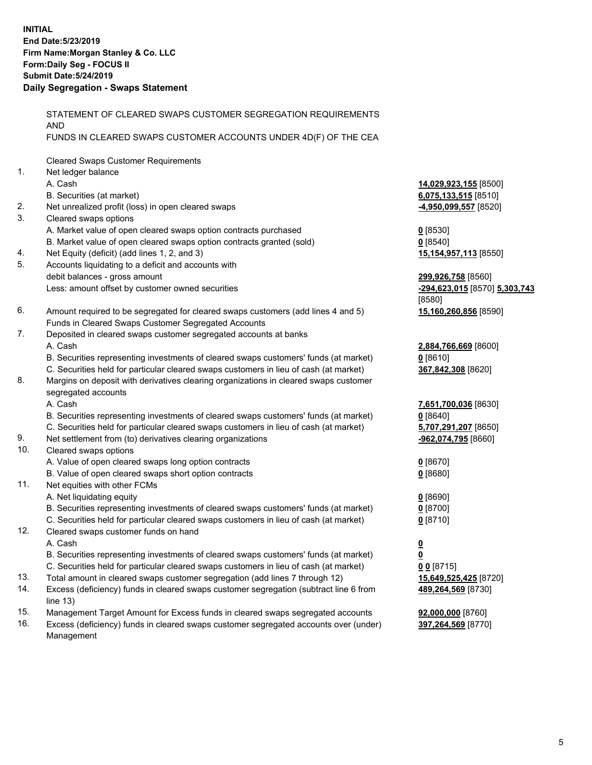**INITIAL**
**End Date:5/23/2019**
**Firm Name:Morgan Stanley & Co. LLC**
**Form:Daily Seg - FOCUS II**
**Submit Date:5/24/2019**
**Daily Segregation - Swaps Statement**

STATEMENT OF CLEARED SWAPS CUSTOMER SEGREGATION REQUIREMENTS AND FUNDS IN CLEARED SWAPS CUSTOMER ACCOUNTS UNDER 4D(F) OF THE CEA

| | | |
|---|---|---|
| | Cleared Swaps Customer Requirements | |
| 1. | Net ledger balance | |
| | A. Cash | **14,029,923,155** [8500] |
| | B. Securities (at market) | **6,075,133,515** [8510] |
| 2. | Net unrealized profit (loss) in open cleared swaps | **-4,950,099,557** [8520] |
| 3. | Cleared swaps options | |
| | A. Market value of open cleared swaps option contracts purchased | **0** [8530] |
| | B. Market value of open cleared swaps option contracts granted (sold) | **0** [8540] |
| 4. | Net Equity (deficit) (add lines 1, 2, and 3) | **15,154,957,113** [8550] |
| 5. | Accounts liquidating to a deficit and accounts with debit balances - gross amount | **299,926,758** [8560] |
| | Less: amount offset by customer owned securities | **-294,623,015** [8570] **5,303,743** [8580] |
| 6. | Amount required to be segregated for cleared swaps customers (add lines 4 and 5) | **15,160,260,856** [8590] |
| | Funds in Cleared Swaps Customer Segregated Accounts | |
| 7. | Deposited in cleared swaps customer segregated accounts at banks | |
| | A. Cash | **2,884,766,669** [8600] |
| | B. Securities representing investments of cleared swaps customers' funds (at market) | **0** [8610] |
| | C. Securities held for particular cleared swaps customers in lieu of cash (at market) | **367,842,308** [8620] |
| 8. | Margins on deposit with derivatives clearing organizations in cleared swaps customer segregated accounts | |
| | A. Cash | **7,651,700,036** [8630] |
| | B. Securities representing investments of cleared swaps customers' funds (at market) | **0** [8640] |
| | C. Securities held for particular cleared swaps customers in lieu of cash (at market) | **5,707,291,207** [8650] |
| 9. | Net settlement from (to) derivatives clearing organizations | **-962,074,795** [8660] |
| 10. | Cleared swaps options | |
| | A. Value of open cleared swaps long option contracts | **0** [8670] |
| | B. Value of open cleared swaps short option contracts | **0** [8680] |
| 11. | Net equities with other FCMs | |
| | A. Net liquidating equity | **0** [8690] |
| | B. Securities representing investments of cleared swaps customers' funds (at market) | **0** [8700] |
| | C. Securities held for particular cleared swaps customers in lieu of cash (at market) | **0** [8710] |
| 12. | Cleared swaps customer funds on hand | |
| | A. Cash | **0** |
| | B. Securities representing investments of cleared swaps customers' funds (at market) | **0** |
| | C. Securities held for particular cleared swaps customers in lieu of cash (at market) | **0** **0** [8715] |
| 13. | Total amount in cleared swaps customer segregation (add lines 7 through 12) | **15,649,525,425** [8720] |
| 14. | Excess (deficiency) funds in cleared swaps customer segregation (subtract line 6 from line 13) | **489,264,569** [8730] |
| 15. | Management Target Amount for Excess funds in cleared swaps segregated accounts | **92,000,000** [8760] |
| 16. | Excess (deficiency) funds in cleared swaps customer segregated accounts over (under) Management | **397,264,569** [8770] |